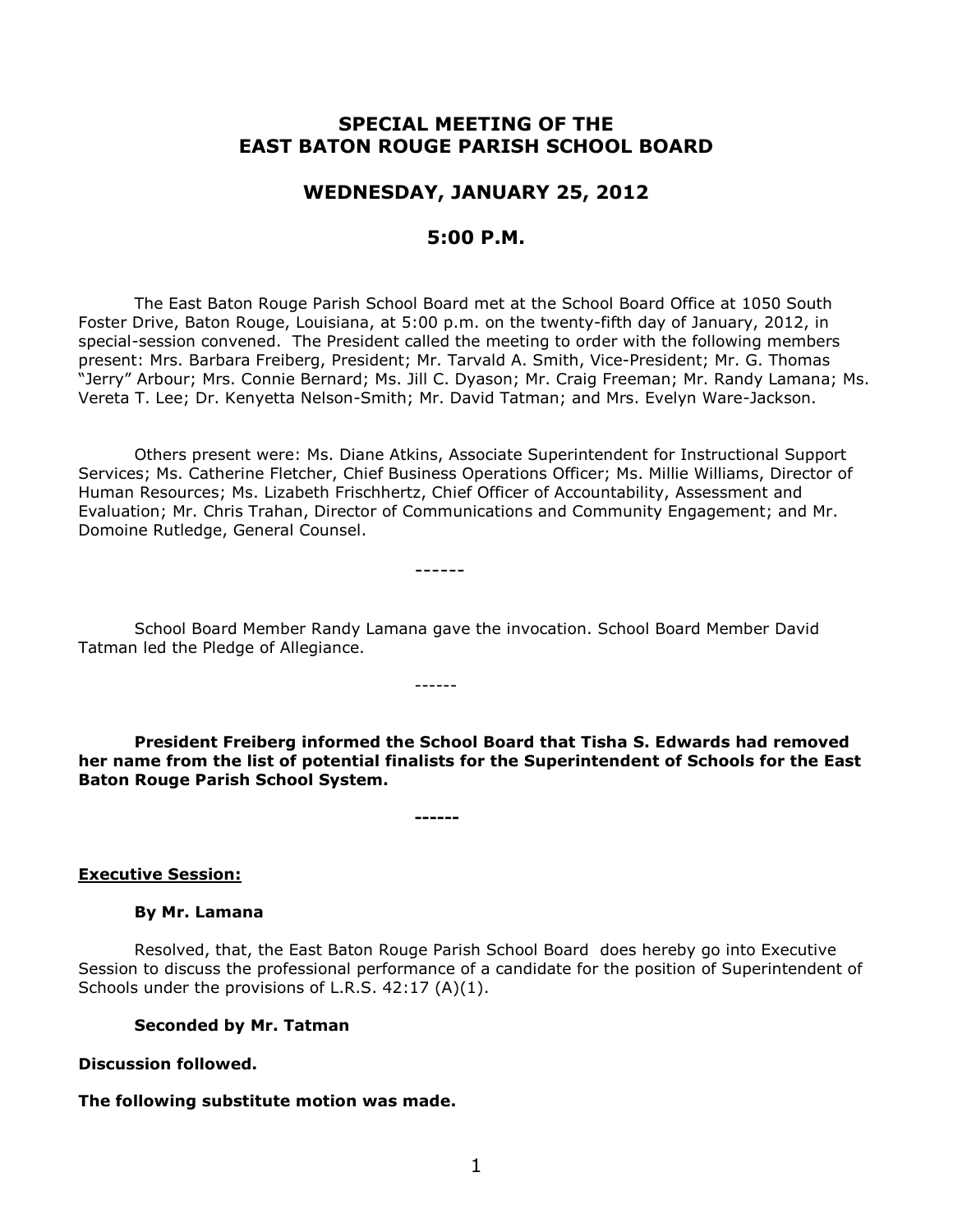# SPECIAL MEETING OF THE EAST BATON ROUGE PARISH SCHOOL BOARD

## WEDNESDAY, JANUARY 25, 2012

## 5:00 P.M.

The East Baton Rouge Parish School Board met at the School Board Office at 1050 South Foster Drive, Baton Rouge, Louisiana, at 5:00 p.m. on the twenty-fifth day of January, 2012, in special-session convened. The President called the meeting to order with the following members present: Mrs. Barbara Freiberg, President; Mr. Tarvald A. Smith, Vice-President; Mr. G. Thomas "Jerry" Arbour; Mrs. Connie Bernard; Ms. Jill C. Dyason; Mr. Craig Freeman; Mr. Randy Lamana; Ms. Vereta T. Lee; Dr. Kenyetta Nelson-Smith; Mr. David Tatman; and Mrs. Evelyn Ware-Jackson.

Others present were: Ms. Diane Atkins, Associate Superintendent for Instructional Support Services; Ms. Catherine Fletcher, Chief Business Operations Officer; Ms. Millie Williams, Director of Human Resources; Ms. Lizabeth Frischhertz, Chief Officer of Accountability, Assessment and Evaluation; Mr. Chris Trahan, Director of Communications and Community Engagement; and Mr. Domoine Rutledge, General Counsel.

------

School Board Member Randy Lamana gave the invocation. School Board Member David Tatman led the Pledge of Allegiance.

------

**President Freiberg informed the School Board that Tisha S. Edwards had removed her name from the list of potential finalists for the Superintendent of Schools for the East Baton Rouge Parish School System.**

------

**Executive Session:**

**By Mr. Lamana**

Resolved, that, the East Baton Rouge Parish School Board does hereby go into Executive Session to discuss the professional performance of a candidate for the position of Superintendent of Schools under the provisions of L.R.S. 42:17 (A)(1).

**Seconded by Mr. Tatman**

**Discussion followed.**

**The following substitute motion was made.**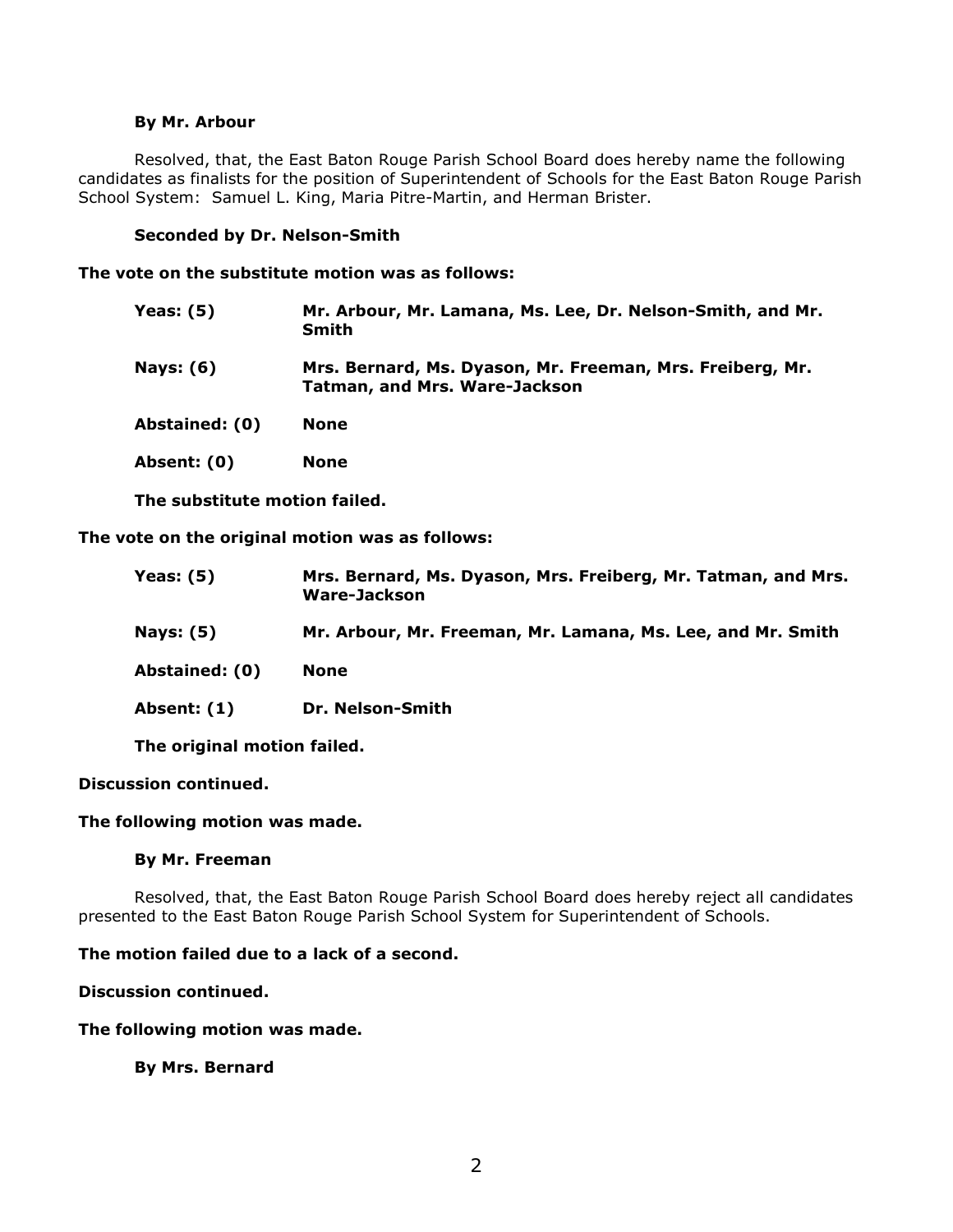**By Mr. Arbour**

Resolved, that, the East Baton Rouge Parish School Board does hereby name the following candidates as finalists for the position of Superintendent of Schools for the East Baton Rouge Parish School System: Samuel L. King, Maria Pitre-Martin, and Herman Brister.

**Seconded by Dr. Nelson-Smith**

**The vote on the substitute motion was as follows:**

| | |
|---|---|
| **Yeas: (5)** | **Mr. Arbour, Mr. Lamana, Ms. Lee, Dr. Nelson-Smith, and Mr. Smith** |
| **Nays: (6)** | **Mrs. Bernard, Ms. Dyason, Mr. Freeman, Mrs. Freiberg, Mr. Tatman, and Mrs. Ware-Jackson** |
| **Abstained: (0)** | **None** |
| **Absent: (0)** | **None** |

**The substitute motion failed.**

**The vote on the original motion was as follows:**

| | |
|---|---|
| **Yeas: (5)** | **Mrs. Bernard, Ms. Dyason, Mrs. Freiberg, Mr. Tatman, and Mrs. Ware-Jackson** |
| **Nays: (5)** | **Mr. Arbour, Mr. Freeman, Mr. Lamana, Ms. Lee, and Mr. Smith** |
| **Abstained: (0)** | **None** |
| **Absent: (1)** | **Dr. Nelson-Smith** |

**The original motion failed.**

**Discussion continued.**

**The following motion was made.**

**By Mr. Freeman**

Resolved, that, the East Baton Rouge Parish School Board does hereby reject all candidates presented to the East Baton Rouge Parish School System for Superintendent of Schools.

**The motion failed due to a lack of a second.**

**Discussion continued.**

**The following motion was made.**

**By Mrs. Bernard**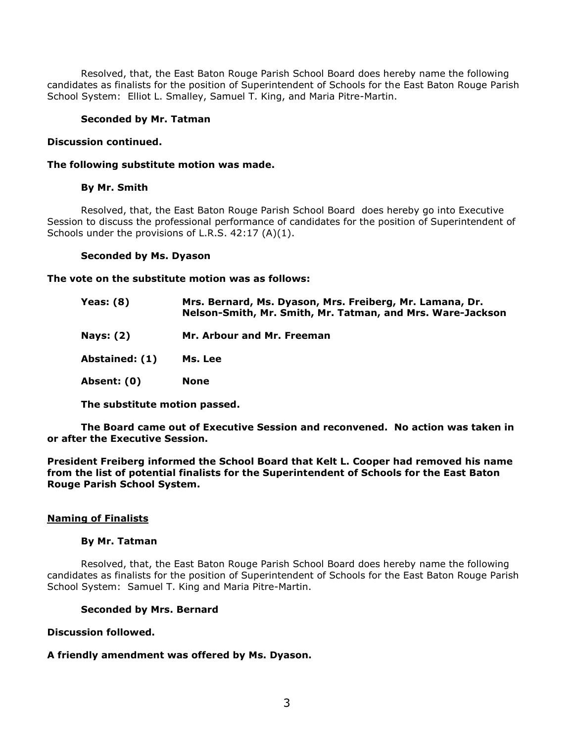Resolved, that, the East Baton Rouge Parish School Board does hereby name the following candidates as finalists for the position of Superintendent of Schools for the East Baton Rouge Parish School System: Elliot L. Smalley, Samuel T. King, and Maria Pitre-Martin.

**Seconded by Mr. Tatman**

**Discussion continued.**

**The following substitute motion was made.**

**By Mr. Smith**

Resolved, that, the East Baton Rouge Parish School Board does hereby go into Executive Session to discuss the professional performance of candidates for the position of Superintendent of Schools under the provisions of L.R.S. 42:17 (A)(1).

**Seconded by Ms. Dyason**

**The vote on the substitute motion was as follows:**

| | |
|---|---|
| **Yeas: (8)** | **Mrs. Bernard, Ms. Dyason, Mrs. Freiberg, Mr. Lamana, Dr. Nelson-Smith, Mr. Smith, Mr. Tatman, and Mrs. Ware-Jackson** |
| **Nays: (2)** | **Mr. Arbour and Mr. Freeman** |
| **Abstained: (1)** | **Ms. Lee** |
| **Absent: (0)** | **None** |

**The substitute motion passed.**

**The Board came out of Executive Session and reconvened. No action was taken in or after the Executive Session.**

**President Freiberg informed the School Board that Kelt L. Cooper had removed his name from the list of potential finalists for the Superintendent of Schools for the East Baton Rouge Parish School System.**

**Naming of Finalists**

**By Mr. Tatman**

Resolved, that, the East Baton Rouge Parish School Board does hereby name the following candidates as finalists for the position of Superintendent of Schools for the East Baton Rouge Parish School System: Samuel T. King and Maria Pitre-Martin.

**Seconded by Mrs. Bernard**

**Discussion followed.**

**A friendly amendment was offered by Ms. Dyason.**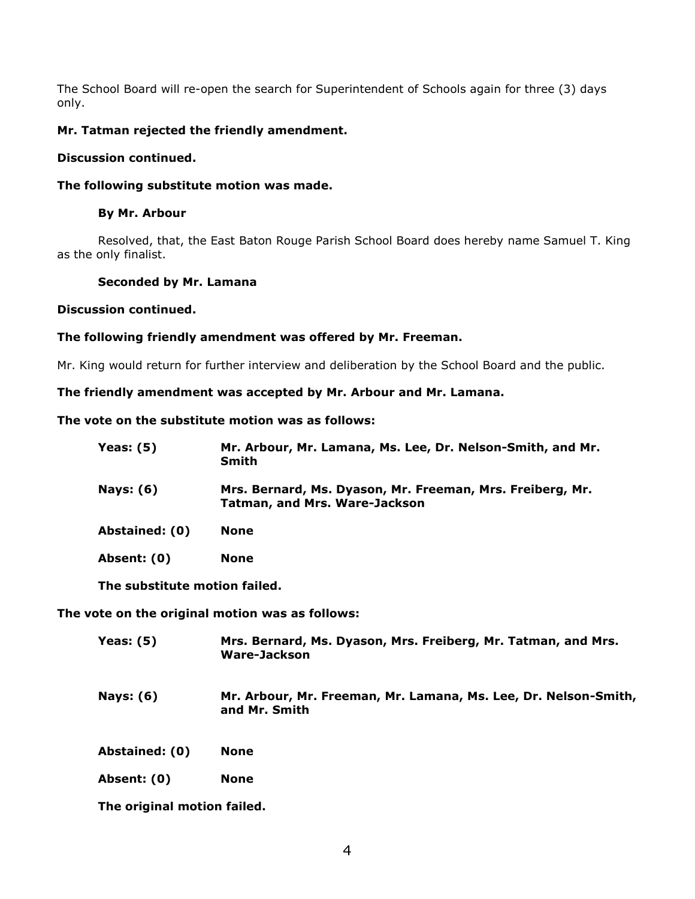The School Board will re-open the search for Superintendent of Schools again for three (3) days only.

**Mr. Tatman rejected the friendly amendment.**

**Discussion continued.**

**The following substitute motion was made.**

**By Mr. Arbour**

Resolved, that, the East Baton Rouge Parish School Board does hereby name Samuel T. King as the only finalist.

**Seconded by Mr. Lamana**

**Discussion continued.**

**The following friendly amendment was offered by Mr. Freeman.**

Mr. King would return for further interview and deliberation by the School Board and the public.

**The friendly amendment was accepted by Mr. Arbour and Mr. Lamana.**

**The vote on the substitute motion was as follows:**

| | |
|---|---|
| **Yeas: (5)** | **Mr. Arbour, Mr. Lamana, Ms. Lee, Dr. Nelson-Smith, and Mr. Smith** |
| **Nays: (6)** | **Mrs. Bernard, Ms. Dyason, Mr. Freeman, Mrs. Freiberg, Mr. Tatman, and Mrs. Ware-Jackson** |
| **Abstained: (0)** | **None** |
| **Absent: (0)** | **None** |

**The substitute motion failed.**

**The vote on the original motion was as follows:**

| | |
|---|---|
| **Yeas: (5)** | **Mrs. Bernard, Ms. Dyason, Mrs. Freiberg, Mr. Tatman, and Mrs. Ware-Jackson** |
| **Nays: (6)** | **Mr. Arbour, Mr. Freeman, Mr. Lamana, Ms. Lee, Dr. Nelson-Smith, and Mr. Smith** |
| **Abstained: (0)** | **None** |
| **Absent: (0)** | **None** |

**The original motion failed.**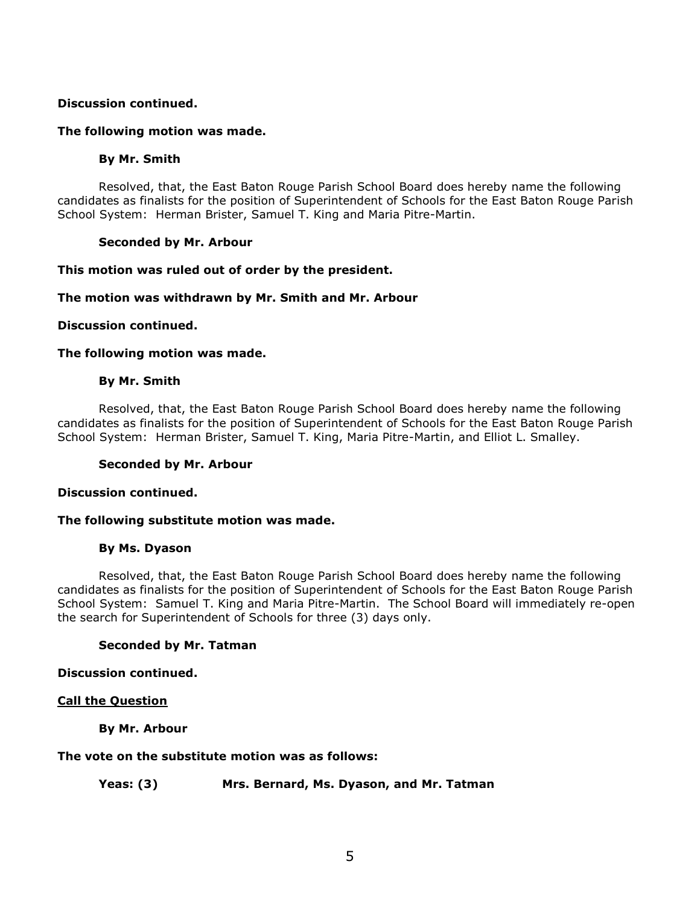**Discussion continued.**

**The following motion was made.**

**By Mr. Smith**

Resolved, that, the East Baton Rouge Parish School Board does hereby name the following candidates as finalists for the position of Superintendent of Schools for the East Baton Rouge Parish School System: Herman Brister, Samuel T. King and Maria Pitre-Martin.

**Seconded by Mr. Arbour**

**This motion was ruled out of order by the president.**

**The motion was withdrawn by Mr. Smith and Mr. Arbour**

**Discussion continued.**

**The following motion was made.**

**By Mr. Smith**

Resolved, that, the East Baton Rouge Parish School Board does hereby name the following candidates as finalists for the position of Superintendent of Schools for the East Baton Rouge Parish School System: Herman Brister, Samuel T. King, Maria Pitre-Martin, and Elliot L. Smalley.

**Seconded by Mr. Arbour**

**Discussion continued.**

**The following substitute motion was made.**

**By Ms. Dyason**

Resolved, that, the East Baton Rouge Parish School Board does hereby name the following candidates as finalists for the position of Superintendent of Schools for the East Baton Rouge Parish School System: Samuel T. King and Maria Pitre-Martin. The School Board will immediately re-open the search for Superintendent of Schools for three (3) days only.

**Seconded by Mr. Tatman**

**Discussion continued.**

**<u>Call the Question</u>**

**By Mr. Arbour**

**The vote on the substitute motion was as follows:**

**Yeas: (3) Mrs. Bernard, Ms. Dyason, and Mr. Tatman**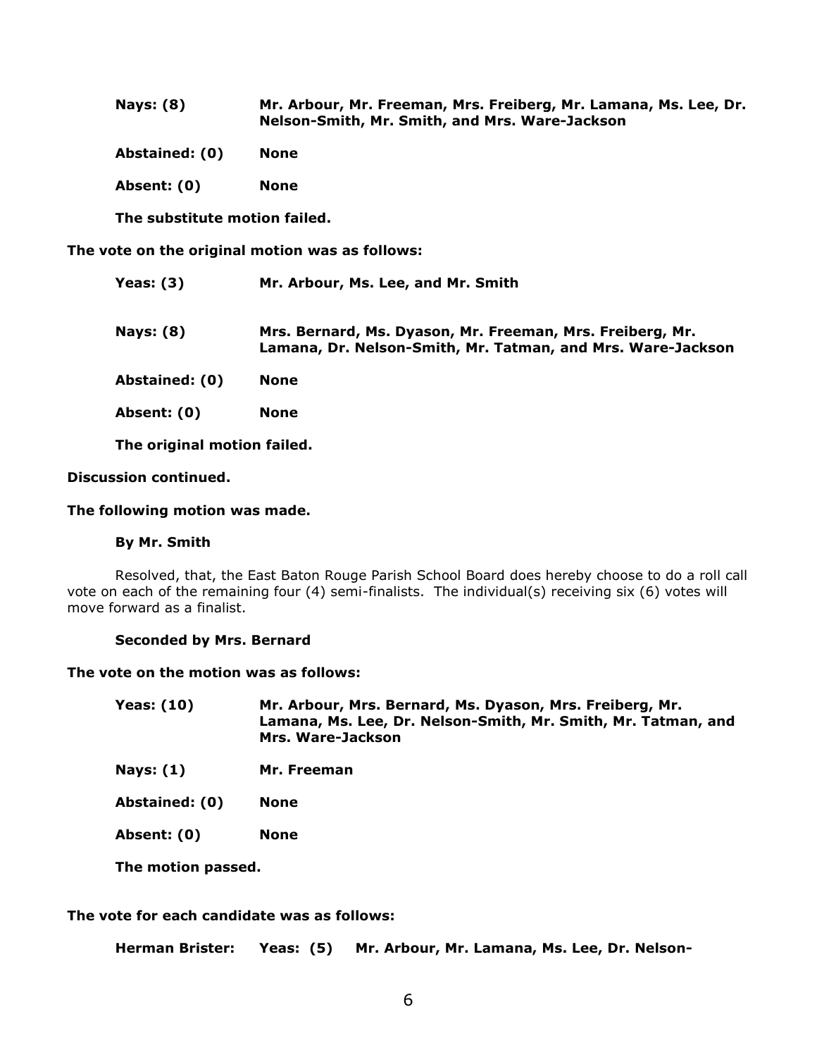**Nays: (8)** **Mr. Arbour, Mr. Freeman, Mrs. Freiberg, Mr. Lamana, Ms. Lee, Dr. Nelson-Smith, Mr. Smith, and Mrs. Ware-Jackson**

**Abstained: (0)** **None**

**Absent: (0)** **None**

**The substitute motion failed.**

**The vote on the original motion was as follows:**

**Yeas: (3)** **Mr. Arbour, Ms. Lee, and Mr. Smith**

**Nays: (8)** **Mrs. Bernard, Ms. Dyason, Mr. Freeman, Mrs. Freiberg, Mr. Lamana, Dr. Nelson-Smith, Mr. Tatman, and Mrs. Ware-Jackson**

**Abstained: (0)** **None**

**Absent: (0)** **None**

**The original motion failed.**

**Discussion continued.**

**The following motion was made.**

**By Mr. Smith**

Resolved, that, the East Baton Rouge Parish School Board does hereby choose to do a roll call vote on each of the remaining four (4) semi-finalists. The individual(s) receiving six (6) votes will move forward as a finalist.

**Seconded by Mrs. Bernard**

**The vote on the motion was as follows:**

**Yeas: (10)** **Mr. Arbour, Mrs. Bernard, Ms. Dyason, Mrs. Freiberg, Mr. Lamana, Ms. Lee, Dr. Nelson-Smith, Mr. Smith, Mr. Tatman, and Mrs. Ware-Jackson**

**Nays: (1)** **Mr. Freeman**

**Abstained: (0)** **None**

**Absent: (0)** **None**

**The motion passed.**

**The vote for each candidate was as follows:**

**Herman Brister:** **Yeas: (5)** **Mr. Arbour, Mr. Lamana, Ms. Lee, Dr. Nelson-**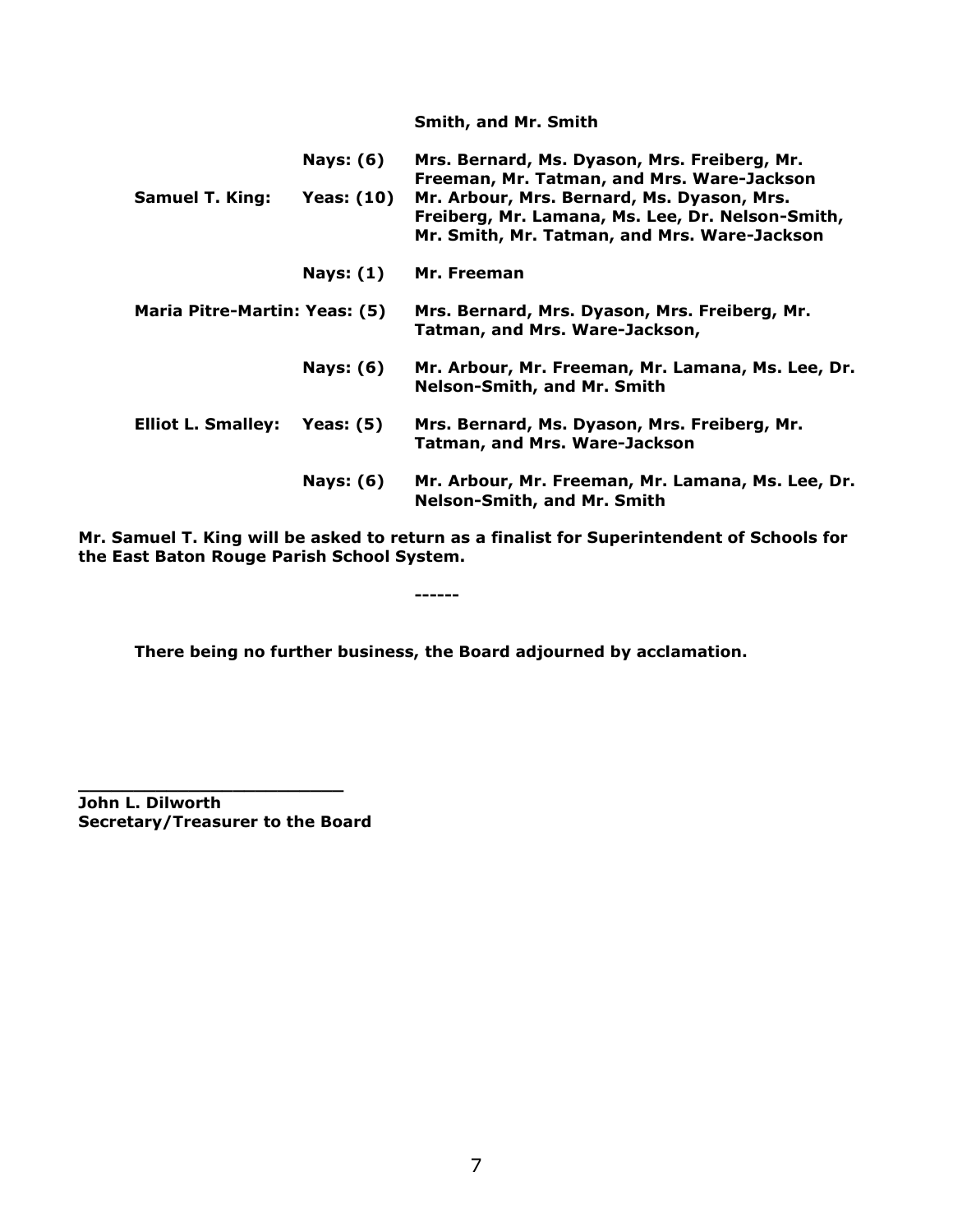| | | |
|---|---|---|
| | | **Smith, and Mr. Smith** |
| | **Nays: (6)** | **Mrs. Bernard, Ms. Dyason, Mrs. Freiberg, Mr. Freeman, Mr. Tatman, and Mrs. Ware-Jackson** |
| **Samuel T. King:** | **Yeas: (10)** | **Mr. Arbour, Mrs. Bernard, Ms. Dyason, Mrs. Freiberg, Mr. Lamana, Ms. Lee, Dr. Nelson-Smith, Mr. Smith, Mr. Tatman, and Mrs. Ware-Jackson** |
| | **Nays: (1)** | **Mr. Freeman** |
| **Maria Pitre-Martin:** | **Yeas: (5)** | **Mrs. Bernard, Mrs. Dyason, Mrs. Freiberg, Mr. Tatman, and Mrs. Ware-Jackson,** |
| | **Nays: (6)** | **Mr. Arbour, Mr. Freeman, Mr. Lamana, Ms. Lee, Dr. Nelson-Smith, and Mr. Smith** |
| **Elliot L. Smalley:** | **Yeas: (5)** | **Mrs. Bernard, Ms. Dyason, Mrs. Freiberg, Mr. Tatman, and Mrs. Ware-Jackson** |
| | **Nays: (6)** | **Mr. Arbour, Mr. Freeman, Mr. Lamana, Ms. Lee, Dr. Nelson-Smith, and Mr. Smith** |

**Mr. Samuel T. King will be asked to return as a finalist for Superintendent of Schools for the East Baton Rouge Parish School System.**

**------**

**There being no further business, the Board adjourned by acclamation.**

**_________________________**
**John L. Dilworth**
**Secretary/Treasurer to the Board**